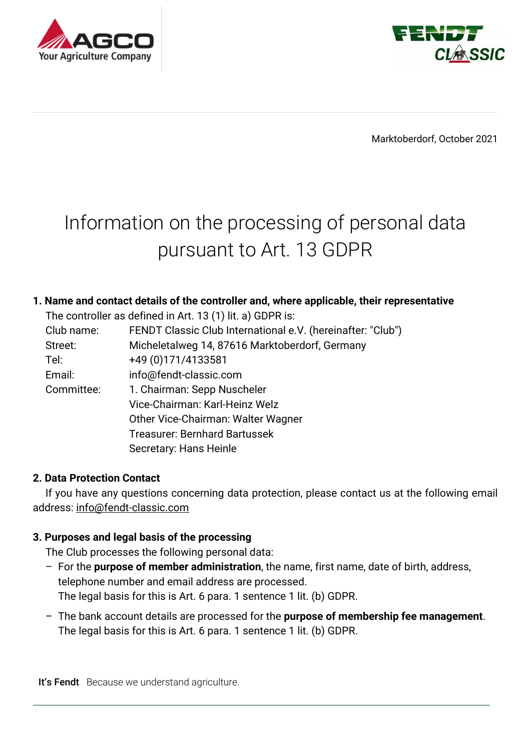Marktoberdorf, October 2021

# Information on the processing of personal data pursuant to Art. 13 GDPR

**1. Name and contact details of the controller and, where applicable, their representative**

The controller as defined in Art. 13 (1) lit. a) GDPR is:

| | |
|---|---|
| Club name: | FENDT Classic Club International e.V. (hereinafter: "Club") |
| Street: | Micheletalweg 14, 87616 Marktoberdorf, Germany |
| Tel: | +49 (0)171/4133581 |
| Email: | info@fendt-classic.com |
| Committee: | 1. Chairman: Sepp Nuscheler |
| | Vice-Chairman: Karl-Heinz Welz |
| | Other Vice-Chairman: Walter Wagner |
| | Treasurer: Bernhard Bartussek |
| | Secretary: Hans Heinle |

**2. Data Protection Contact**

If you have any questions concerning data protection, please contact us at the following email address: info@fendt-classic.com

**3. Purposes and legal basis of the processing**

The Club processes the following personal data:

- For the **purpose of member administration**, the name, first name, date of birth, address, telephone number and email address are processed.
  The legal basis for this is Art. 6 para. 1 sentence 1 lit. (b) GDPR.
- The bank account details are processed for the **purpose of membership fee management**. The legal basis for this is Art. 6 para. 1 sentence 1 lit. (b) GDPR.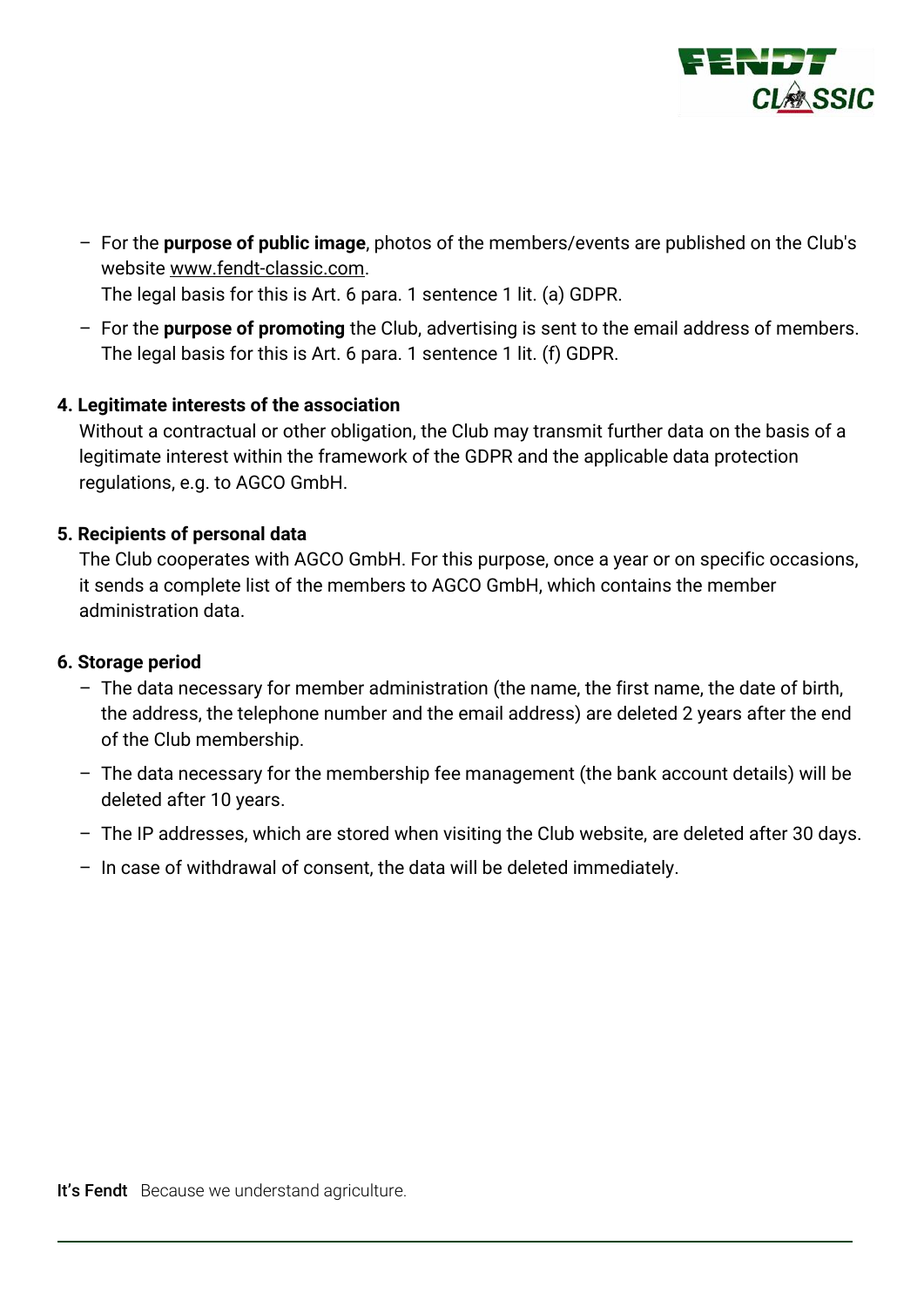- For the **purpose of public image**, photos of the members/events are published on the Club's website www.fendt-classic.com.
  The legal basis for this is Art. 6 para. 1 sentence 1 lit. (a) GDPR.
- For the **purpose of promoting** the Club, advertising is sent to the email address of members. The legal basis for this is Art. 6 para. 1 sentence 1 lit. (f) GDPR.

**4. Legitimate interests of the association**

Without a contractual or other obligation, the Club may transmit further data on the basis of a legitimate interest within the framework of the GDPR and the applicable data protection regulations, e.g. to AGCO GmbH.

**5. Recipients of personal data**

The Club cooperates with AGCO GmbH. For this purpose, once a year or on specific occasions, it sends a complete list of the members to AGCO GmbH, which contains the member administration data.

**6. Storage period**

- The data necessary for member administration (the name, the first name, the date of birth, the address, the telephone number and the email address) are deleted 2 years after the end of the Club membership.
- The data necessary for the membership fee management (the bank account details) will be deleted after 10 years.
- The IP addresses, which are stored when visiting the Club website, are deleted after 30 days.
- In case of withdrawal of consent, the data will be deleted immediately.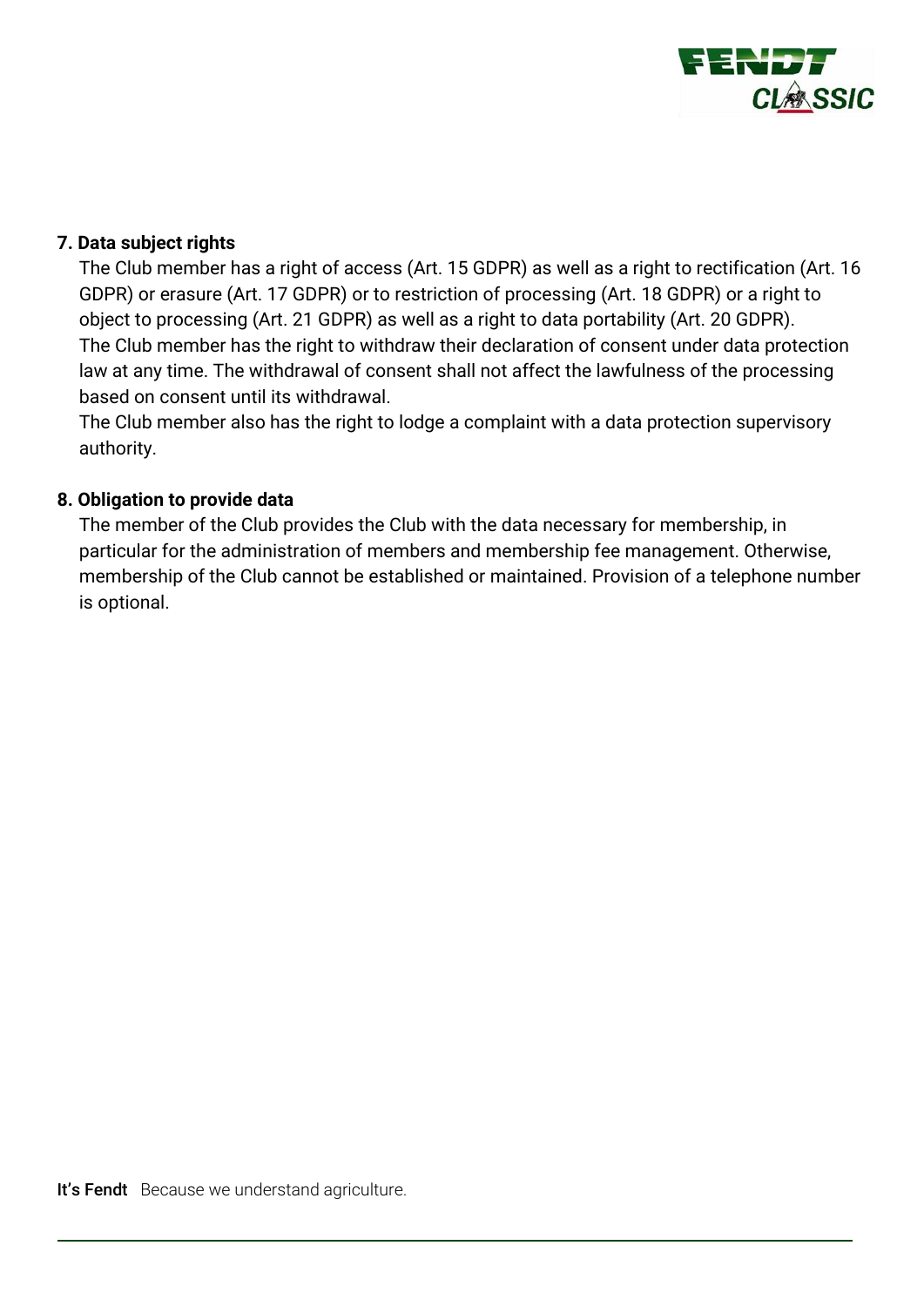**7. Data subject rights**

The Club member has a right of access (Art. 15 GDPR) as well as a right to rectification (Art. 16 GDPR) or erasure (Art. 17 GDPR) or to restriction of processing (Art. 18 GDPR) or a right to object to processing (Art. 21 GDPR) as well as a right to data portability (Art. 20 GDPR).
The Club member has the right to withdraw their declaration of consent under data protection law at any time. The withdrawal of consent shall not affect the lawfulness of the processing based on consent until its withdrawal.
The Club member also has the right to lodge a complaint with a data protection supervisory authority.

**8. Obligation to provide data**

The member of the Club provides the Club with the data necessary for membership, in particular for the administration of members and membership fee management. Otherwise, membership of the Club cannot be established or maintained. Provision of a telephone number is optional.